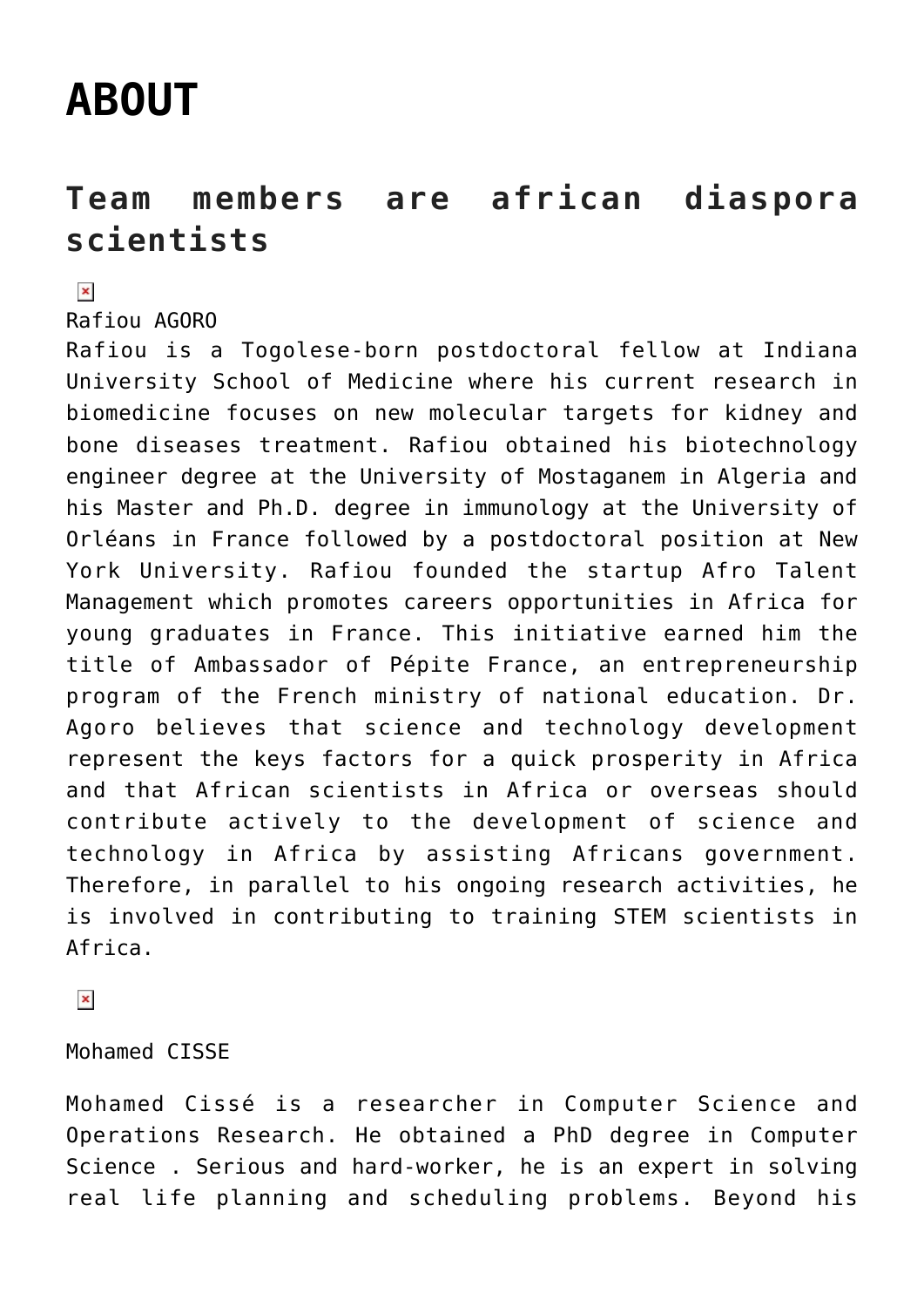# ABOUT

## Team members are african diaspora scientists

Rafiou AGORO

Rafiou is a Togolese-born postdoctoral fellow at Indiana University School of Medicine where his current research in biomedicine focuses on new molecular targets for kidney and bone diseases treatment. Rafiou obtained his biotechnology engineer degree at the University of Mostaganem in Algeria and his Master and Ph.D. degree in immunology at the University of Orléans in France followed by a postdoctoral position at New York University. Rafiou founded the startup Afro Talent Management which promotes careers opportunities in Africa for young graduates in France. This initiative earned him the title of Ambassador of Pépite France, an entrepreneurship program of the French ministry of national education. Dr. Agoro believes that science and technology development represent the keys factors for a quick prosperity in Africa and that African scientists in Africa or overseas should contribute actively to the development of science and technology in Africa by assisting Africans government. Therefore, in parallel to his ongoing research activities, he is involved in contributing to training STEM scientists in Africa.

Mohamed CISSE

Mohamed Cissé is a researcher in Computer Science and Operations Research. He obtained a PhD degree in Computer Science . Serious and hard-worker, he is an expert in solving real life planning and scheduling problems. Beyond his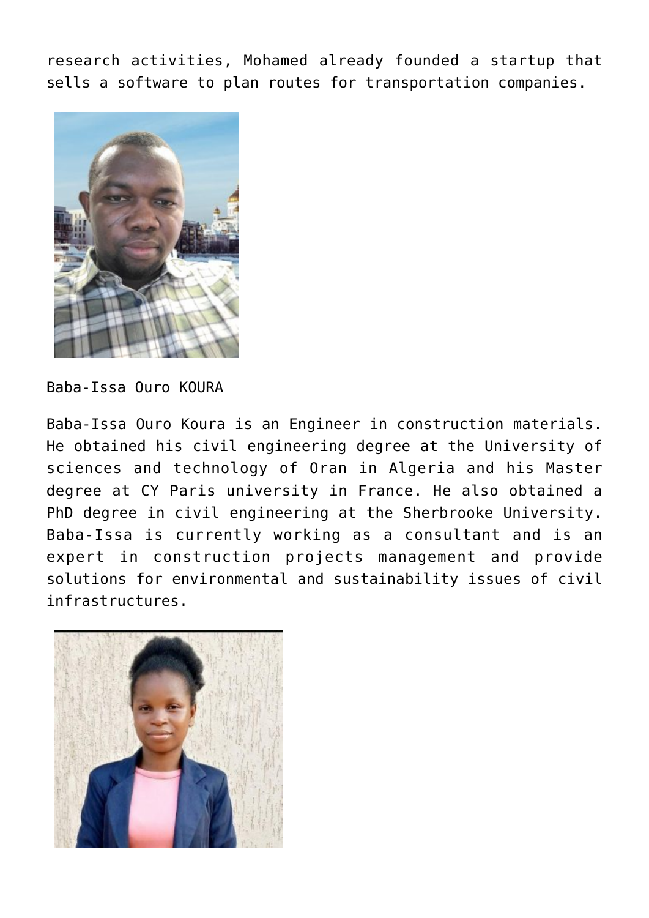research activities, Mohamed already founded a startup that sells a software to plan routes for transportation companies.

Baba-Issa Ouro KOURA

Baba-Issa Ouro Koura is an Engineer in construction materials. He obtained his civil engineering degree at the University of sciences and technology of Oran in Algeria and his Master degree at CY Paris university in France. He also obtained a PhD degree in civil engineering at the Sherbrooke University. Baba-Issa is currently working as a consultant and is an expert in construction projects management and provide solutions for environmental and sustainability issues of civil infrastructures.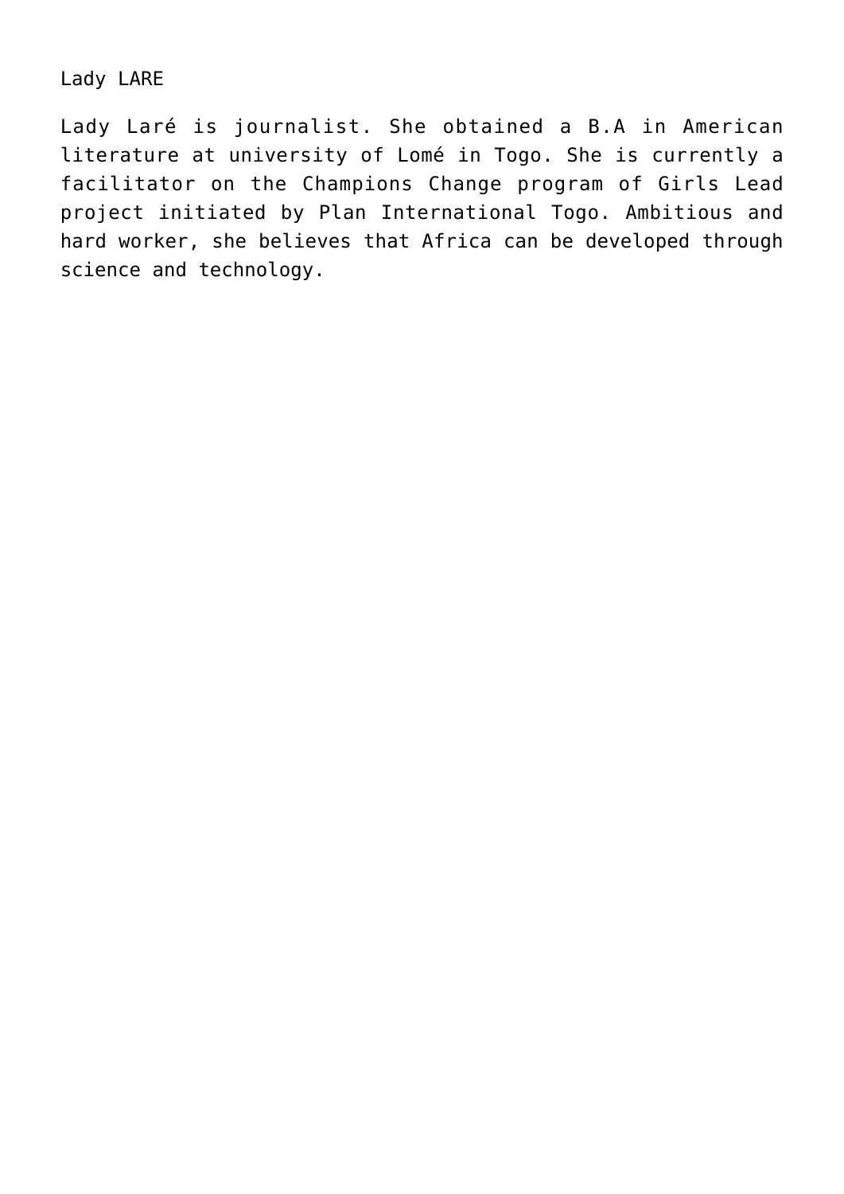Lady LARE

Lady Laré is journalist. She obtained a B.A in American literature at university of Lomé in Togo. She is currently a facilitator on the Champions Change program of Girls Lead project initiated by Plan International Togo. Ambitious and hard worker, she believes that Africa can be developed through science and technology.